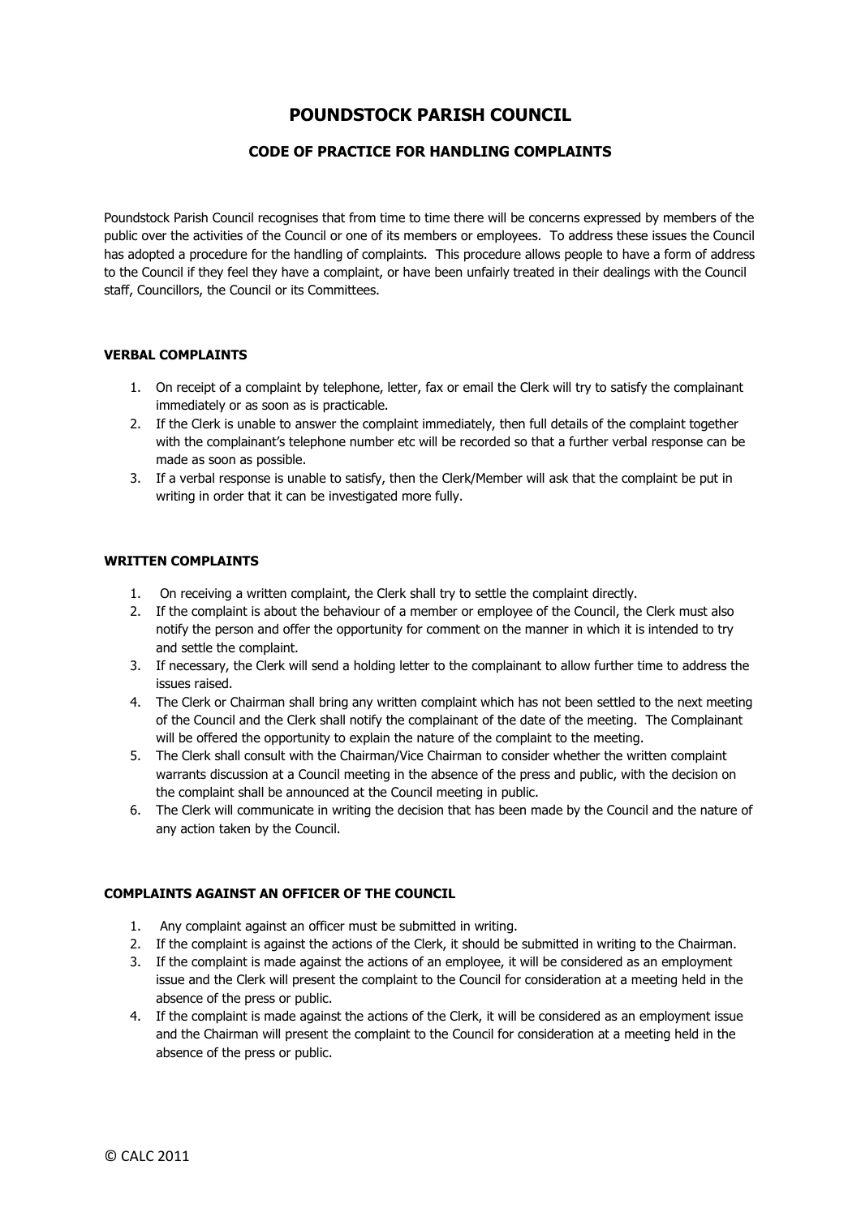# POUNDSTOCK PARISH COUNCIL

## CODE OF PRACTICE FOR HANDLING COMPLAINTS

Poundstock Parish Council recognises that from time to time there will be concerns expressed by members of the public over the activities of the Council or one of its members or employees. To address these issues the Council has adopted a procedure for the handling of complaints. This procedure allows people to have a form of address to the Council if they feel they have a complaint, or have been unfairly treated in their dealings with the Council staff, Councillors, the Council or its Committees.

### VERBAL COMPLAINTS

1. On receipt of a complaint by telephone, letter, fax or email the Clerk will try to satisfy the complainant immediately or as soon as is practicable.
2. If the Clerk is unable to answer the complaint immediately, then full details of the complaint together with the complainant's telephone number etc will be recorded so that a further verbal response can be made as soon as possible.
3. If a verbal response is unable to satisfy, then the Clerk/Member will ask that the complaint be put in writing in order that it can be investigated more fully.

### WRITTEN COMPLAINTS

1. On receiving a written complaint, the Clerk shall try to settle the complaint directly.
2. If the complaint is about the behaviour of a member or employee of the Council, the Clerk must also notify the person and offer the opportunity for comment on the manner in which it is intended to try and settle the complaint.
3. If necessary, the Clerk will send a holding letter to the complainant to allow further time to address the issues raised.
4. The Clerk or Chairman shall bring any written complaint which has not been settled to the next meeting of the Council and the Clerk shall notify the complainant of the date of the meeting. The Complainant will be offered the opportunity to explain the nature of the complaint to the meeting.
5. The Clerk shall consult with the Chairman/Vice Chairman to consider whether the written complaint warrants discussion at a Council meeting in the absence of the press and public, with the decision on the complaint shall be announced at the Council meeting in public.
6. The Clerk will communicate in writing the decision that has been made by the Council and the nature of any action taken by the Council.

### COMPLAINTS AGAINST AN OFFICER OF THE COUNCIL

1. Any complaint against an officer must be submitted in writing.
2. If the complaint is against the actions of the Clerk, it should be submitted in writing to the Chairman.
3. If the complaint is made against the actions of an employee, it will be considered as an employment issue and the Clerk will present the complaint to the Council for consideration at a meeting held in the absence of the press or public.
4. If the complaint is made against the actions of the Clerk, it will be considered as an employment issue and the Chairman will present the complaint to the Council for consideration at a meeting held in the absence of the press or public.

© CALC 2011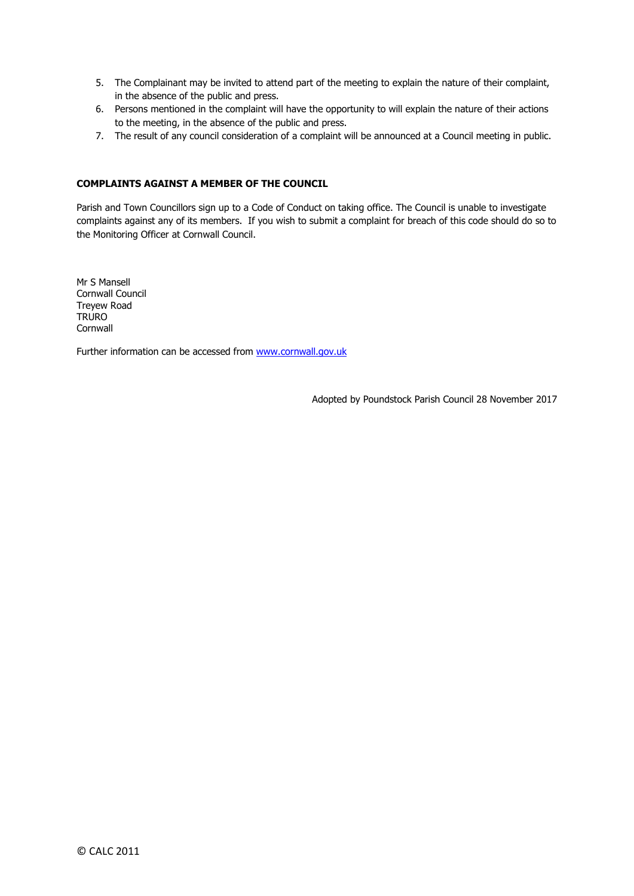5. The Complainant may be invited to attend part of the meeting to explain the nature of their complaint, in the absence of the public and press.
6. Persons mentioned in the complaint will have the opportunity to will explain the nature of their actions to the meeting, in the absence of the public and press.
7. The result of any council consideration of a complaint will be announced at a Council meeting in public.

**COMPLAINTS AGAINST A MEMBER OF THE COUNCIL**

Parish and Town Councillors sign up to a Code of Conduct on taking office. The Council is unable to investigate complaints against any of its members. If you wish to submit a complaint for breach of this code should do so to the Monitoring Officer at Cornwall Council.

Mr S Mansell
Cornwall Council
Treyew Road
TRURO
Cornwall

Further information can be accessed from [www.cornwall.gov.uk](www.cornwall.gov.uk)

Adopted by Poundstock Parish Council 28 November 2017

© CALC 2011